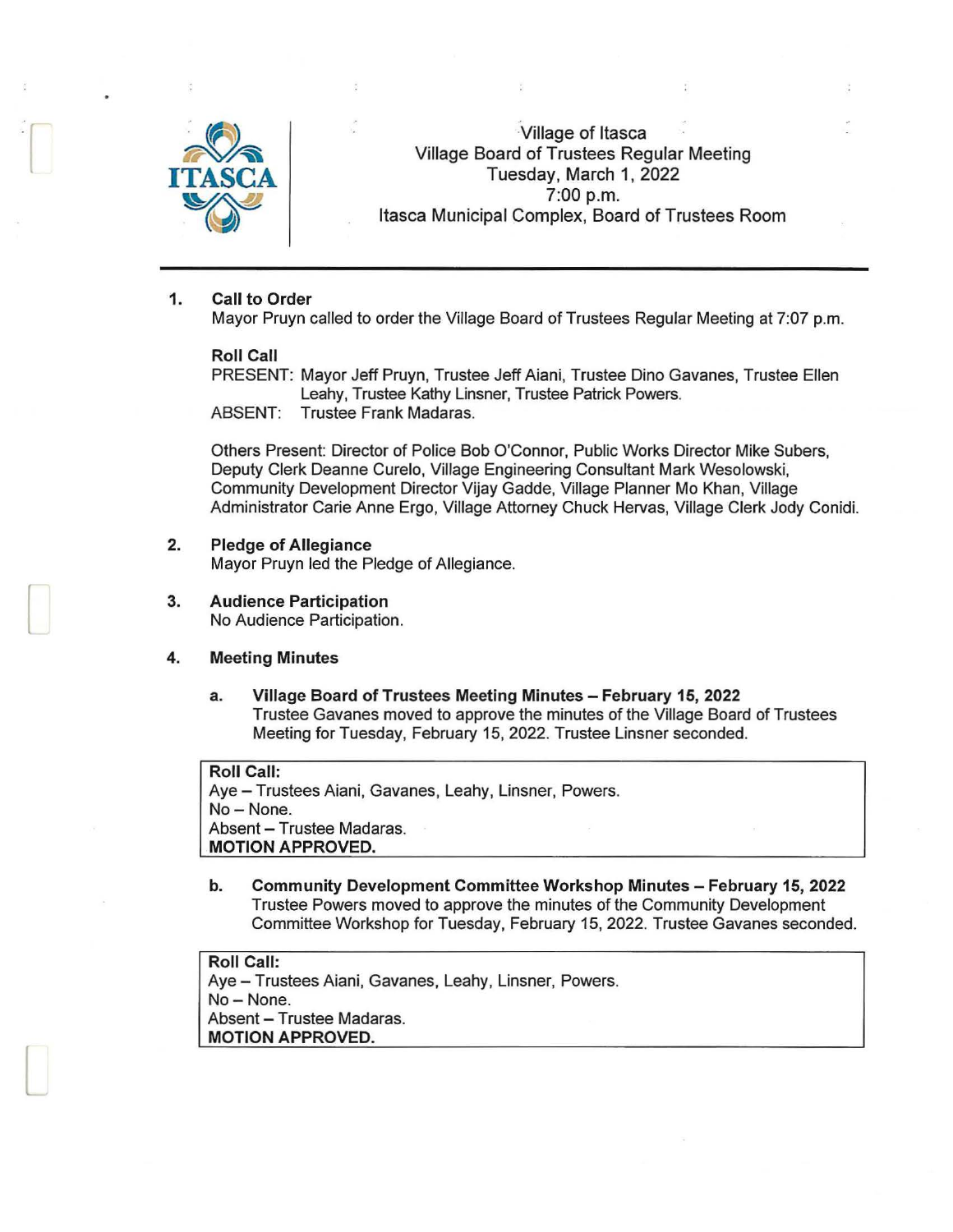Village of Itasca
Village Board of Trustees Regular Meeting
Tuesday, March 1, 2022
7:00 p.m.
Itasca Municipal Complex, Board of Trustees Room

---

**1. Call to Order**

Mayor Pruyn called to order the Village Board of Trustees Regular Meeting at 7:07 p.m.

**Roll Call**

PRESENT: Mayor Jeff Pruyn, Trustee Jeff Aiani, Trustee Dino Gavanes, Trustee Ellen Leahy, Trustee Kathy Linsner, Trustee Patrick Powers.
ABSENT: Trustee Frank Madaras.

Others Present: Director of Police Bob O'Connor, Public Works Director Mike Subers, Deputy Clerk Deanne Curelo, Village Engineering Consultant Mark Wesolowski, Community Development Director Vijay Gadde, Village Planner Mo Khan, Village Administrator Carie Anne Ergo, Village Attorney Chuck Hervas, Village Clerk Jody Conidi.

**2. Pledge of Allegiance**

Mayor Pruyn led the Pledge of Allegiance.

**3. Audience Participation**

No Audience Participation.

**4. Meeting Minutes**

a. **Village Board of Trustees Meeting Minutes – February 15, 2022**
Trustee Gavanes moved to approve the minutes of the Village Board of Trustees Meeting for Tuesday, February 15, 2022. Trustee Linsner seconded.

**Roll Call:**
Aye – Trustees Aiani, Gavanes, Leahy, Linsner, Powers.
No – None.
Absent – Trustee Madaras.
**MOTION APPROVED.**

b. **Community Development Committee Workshop Minutes – February 15, 2022**
Trustee Powers moved to approve the minutes of the Community Development Committee Workshop for Tuesday, February 15, 2022. Trustee Gavanes seconded.

**Roll Call:**
Aye – Trustees Aiani, Gavanes, Leahy, Linsner, Powers.
No – None.
Absent – Trustee Madaras.
**MOTION APPROVED.**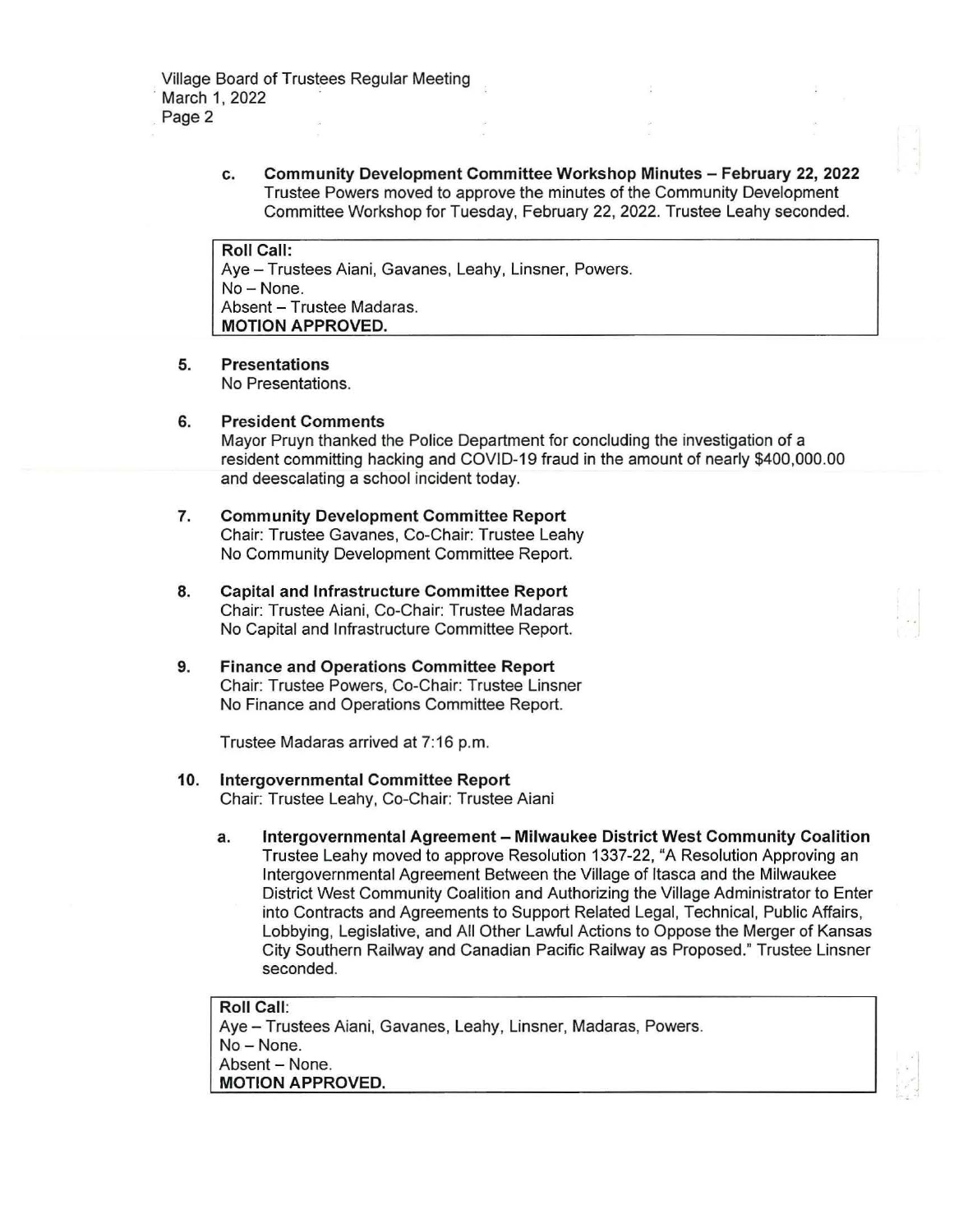c. **Community Development Committee Workshop Minutes – February 22, 2022**
Trustee Powers moved to approve the minutes of the Community Development Committee Workshop for Tuesday, February 22, 2022. Trustee Leahy seconded.

**Roll Call:**
Aye – Trustees Aiani, Gavanes, Leahy, Linsner, Powers.
No – None.
Absent – Trustee Madaras.
**MOTION APPROVED.**

## 5. Presentations

No Presentations.

## 6. President Comments

Mayor Pruyn thanked the Police Department for concluding the investigation of a resident committing hacking and COVID-19 fraud in the amount of nearly $400,000.00 and deescalating a school incident today.

## 7. Community Development Committee Report

Chair: Trustee Gavanes, Co-Chair: Trustee Leahy
No Community Development Committee Report.

## 8. Capital and Infrastructure Committee Report

Chair: Trustee Aiani, Co-Chair: Trustee Madaras
No Capital and Infrastructure Committee Report.

## 9. Finance and Operations Committee Report

Chair: Trustee Powers, Co-Chair: Trustee Linsner
No Finance and Operations Committee Report.

Trustee Madaras arrived at 7:16 p.m.

## 10. Intergovernmental Committee Report

Chair: Trustee Leahy, Co-Chair: Trustee Aiani

a. **Intergovernmental Agreement – Milwaukee District West Community Coalition**
Trustee Leahy moved to approve Resolution 1337-22, "A Resolution Approving an Intergovernmental Agreement Between the Village of Itasca and the Milwaukee District West Community Coalition and Authorizing the Village Administrator to Enter into Contracts and Agreements to Support Related Legal, Technical, Public Affairs, Lobbying, Legislative, and All Other Lawful Actions to Oppose the Merger of Kansas City Southern Railway and Canadian Pacific Railway as Proposed." Trustee Linsner seconded.

**Roll Call:**
Aye – Trustees Aiani, Gavanes, Leahy, Linsner, Madaras, Powers.
No – None.
Absent – None.
**MOTION APPROVED.**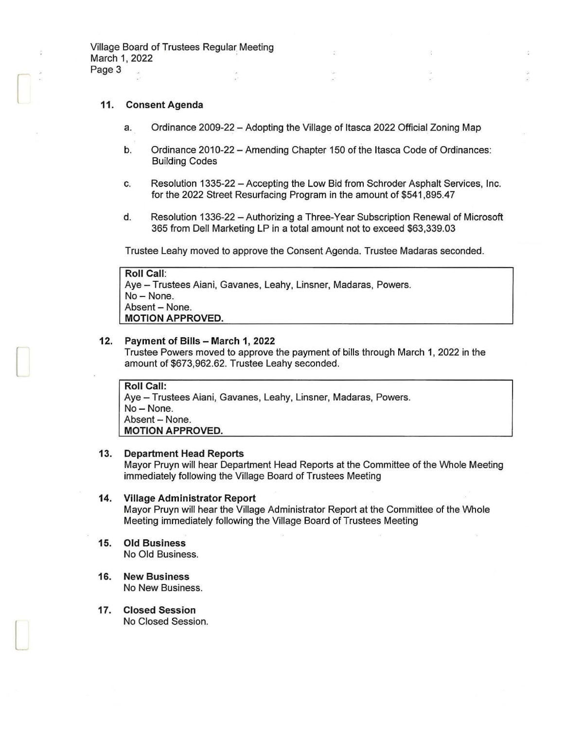### 11. Consent Agenda

a. Ordinance 2009-22 – Adopting the Village of Itasca 2022 Official Zoning Map

b. Ordinance 2010-22 – Amending Chapter 150 of the Itasca Code of Ordinances: Building Codes

c. Resolution 1335-22 – Accepting the Low Bid from Schroder Asphalt Services, Inc. for the 2022 Street Resurfacing Program in the amount of $541,895.47

d. Resolution 1336-22 – Authorizing a Three-Year Subscription Renewal of Microsoft 365 from Dell Marketing LP in a total amount not to exceed $63,339.03

Trustee Leahy moved to approve the Consent Agenda. Trustee Madaras seconded.

**Roll Call**:
Aye – Trustees Aiani, Gavanes, Leahy, Linsner, Madaras, Powers.
No – None.
Absent – None.
**MOTION APPROVED.**

### 12. Payment of Bills – March 1, 2022

Trustee Powers moved to approve the payment of bills through March 1, 2022 in the amount of $673,962.62. Trustee Leahy seconded.

**Roll Call:**
Aye – Trustees Aiani, Gavanes, Leahy, Linsner, Madaras, Powers.
No – None.
Absent – None.
**MOTION APPROVED.**

### 13. Department Head Reports

Mayor Pruyn will hear Department Head Reports at the Committee of the Whole Meeting immediately following the Village Board of Trustees Meeting

### 14. Village Administrator Report

Mayor Pruyn will hear the Village Administrator Report at the Committee of the Whole Meeting immediately following the Village Board of Trustees Meeting

### 15. Old Business

No Old Business.

### 16. New Business

No New Business.

### 17. Closed Session

No Closed Session.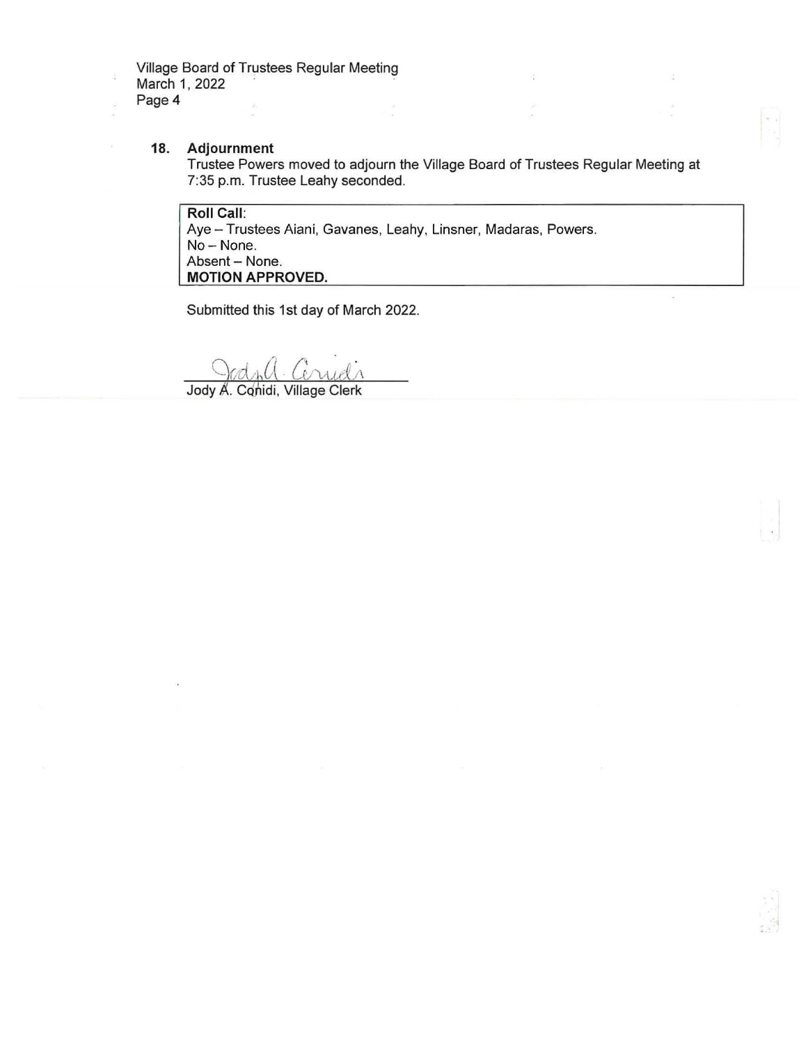## 18. Adjournment

Trustee Powers moved to adjourn the Village Board of Trustees Regular Meeting at 7:35 p.m. Trustee Leahy seconded.

**Roll Call**:
Aye – Trustees Aiani, Gavanes, Leahy, Linsner, Madaras, Powers.
No – None.
Absent – None.
**MOTION APPROVED.**

Submitted this 1st day of March 2022.

Jody A. Conidi, Village Clerk